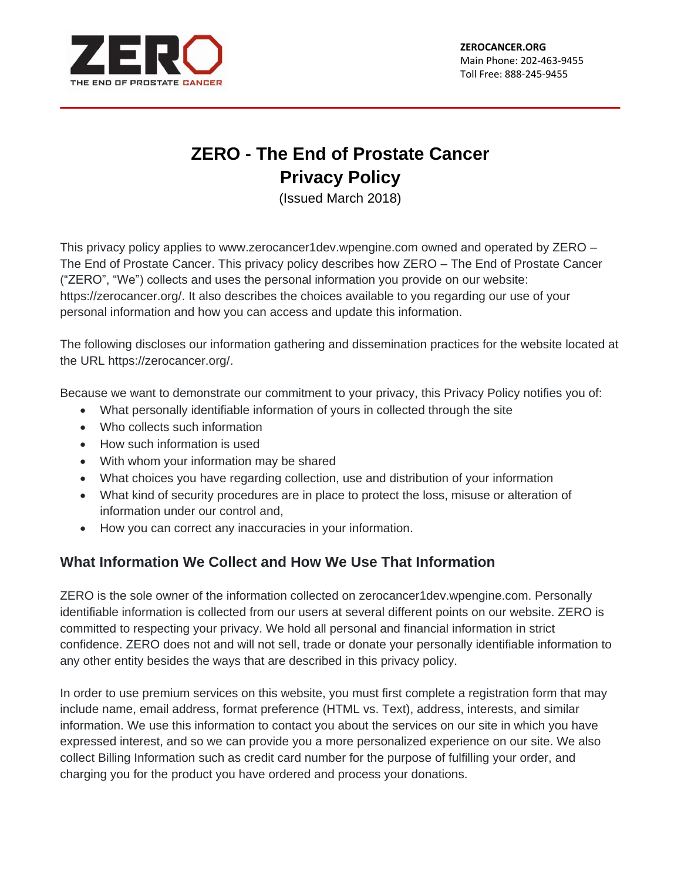ZERO
THE END OF PROSTATE CANCER

**ZEROCANCER.ORG**
Main Phone: 202-463-9455
Toll Free: 888-245-9455

# ZERO - The End of Prostate Cancer
# Privacy Policy

(Issued March 2018)

This privacy policy applies to www.zerocancer1dev.wpengine.com owned and operated by ZERO – The End of Prostate Cancer. This privacy policy describes how ZERO – The End of Prostate Cancer ("ZERO", "We") collects and uses the personal information you provide on our website: https://zerocancer.org/. It also describes the choices available to you regarding our use of your personal information and how you can access and update this information.

The following discloses our information gathering and dissemination practices for the website located at the URL https://zerocancer.org/.

Because we want to demonstrate our commitment to your privacy, this Privacy Policy notifies you of:

- What personally identifiable information of yours in collected through the site
- Who collects such information
- How such information is used
- With whom your information may be shared
- What choices you have regarding collection, use and distribution of your information
- What kind of security procedures are in place to protect the loss, misuse or alteration of information under our control and,
- How you can correct any inaccuracies in your information.

## What Information We Collect and How We Use That Information

ZERO is the sole owner of the information collected on zerocancer1dev.wpengine.com. Personally identifiable information is collected from our users at several different points on our website. ZERO is committed to respecting your privacy. We hold all personal and financial information in strict confidence. ZERO does not and will not sell, trade or donate your personally identifiable information to any other entity besides the ways that are described in this privacy policy.

In order to use premium services on this website, you must first complete a registration form that may include name, email address, format preference (HTML vs. Text), address, interests, and similar information. We use this information to contact you about the services on our site in which you have expressed interest, and so we can provide you a more personalized experience on our site. We also collect Billing Information such as credit card number for the purpose of fulfilling your order, and charging you for the product you have ordered and process your donations.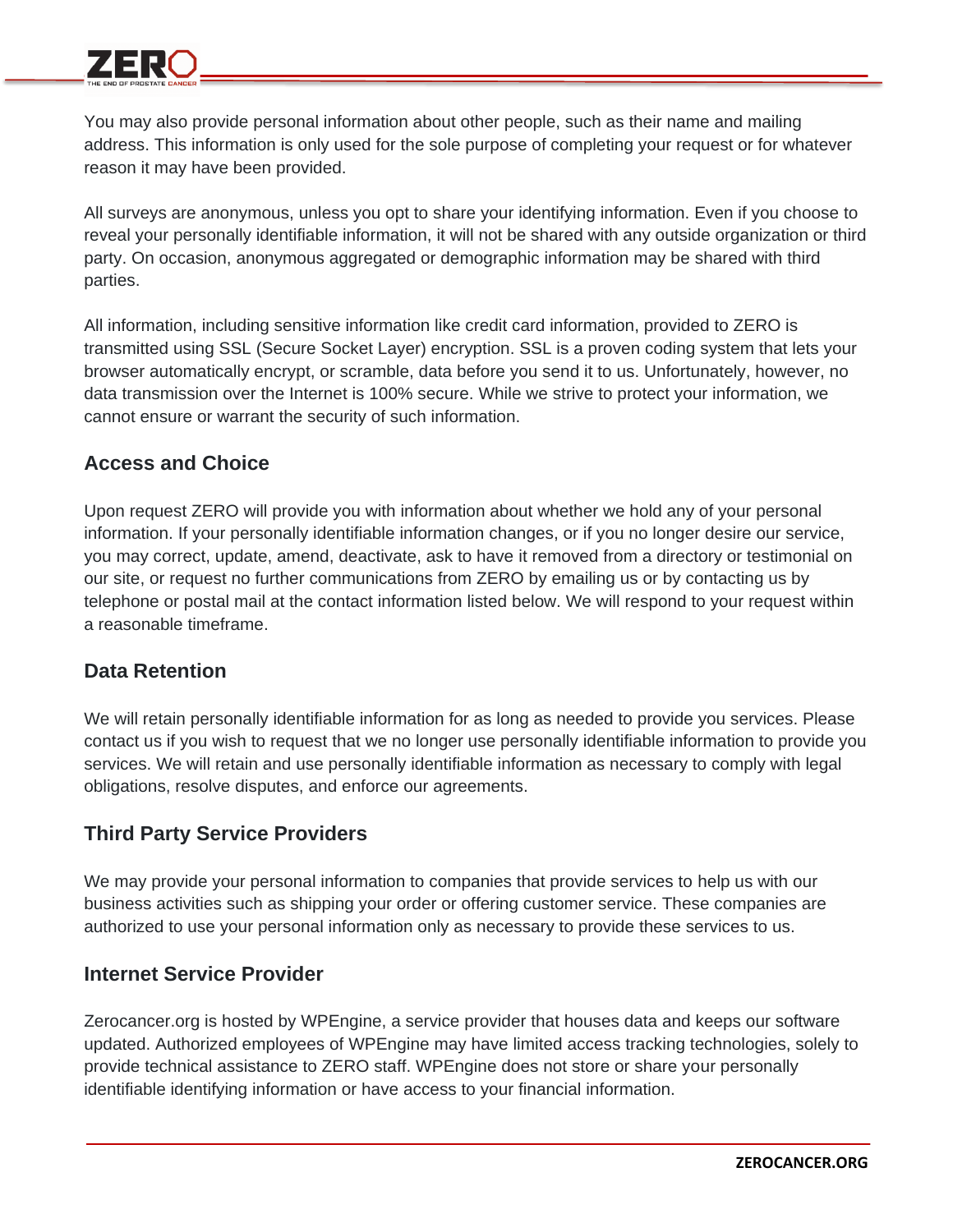You may also provide personal information about other people, such as their name and mailing address. This information is only used for the sole purpose of completing your request or for whatever reason it may have been provided.

All surveys are anonymous, unless you opt to share your identifying information. Even if you choose to reveal your personally identifiable information, it will not be shared with any outside organization or third party. On occasion, anonymous aggregated or demographic information may be shared with third parties.

All information, including sensitive information like credit card information, provided to ZERO is transmitted using SSL (Secure Socket Layer) encryption. SSL is a proven coding system that lets your browser automatically encrypt, or scramble, data before you send it to us. Unfortunately, however, no data transmission over the Internet is 100% secure. While we strive to protect your information, we cannot ensure or warrant the security of such information.

### Access and Choice

Upon request ZERO will provide you with information about whether we hold any of your personal information. If your personally identifiable information changes, or if you no longer desire our service, you may correct, update, amend, deactivate, ask to have it removed from a directory or testimonial on our site, or request no further communications from ZERO by emailing us or by contacting us by telephone or postal mail at the contact information listed below. We will respond to your request within a reasonable timeframe.

### Data Retention

We will retain personally identifiable information for as long as needed to provide you services. Please contact us if you wish to request that we no longer use personally identifiable information to provide you services. We will retain and use personally identifiable information as necessary to comply with legal obligations, resolve disputes, and enforce our agreements.

### Third Party Service Providers

We may provide your personal information to companies that provide services to help us with our business activities such as shipping your order or offering customer service. These companies are authorized to use your personal information only as necessary to provide these services to us.

### Internet Service Provider

Zerocancer.org is hosted by WPEngine, a service provider that houses data and keeps our software updated. Authorized employees of WPEngine may have limited access tracking technologies, solely to provide technical assistance to ZERO staff. WPEngine does not store or share your personally identifiable identifying information or have access to your financial information.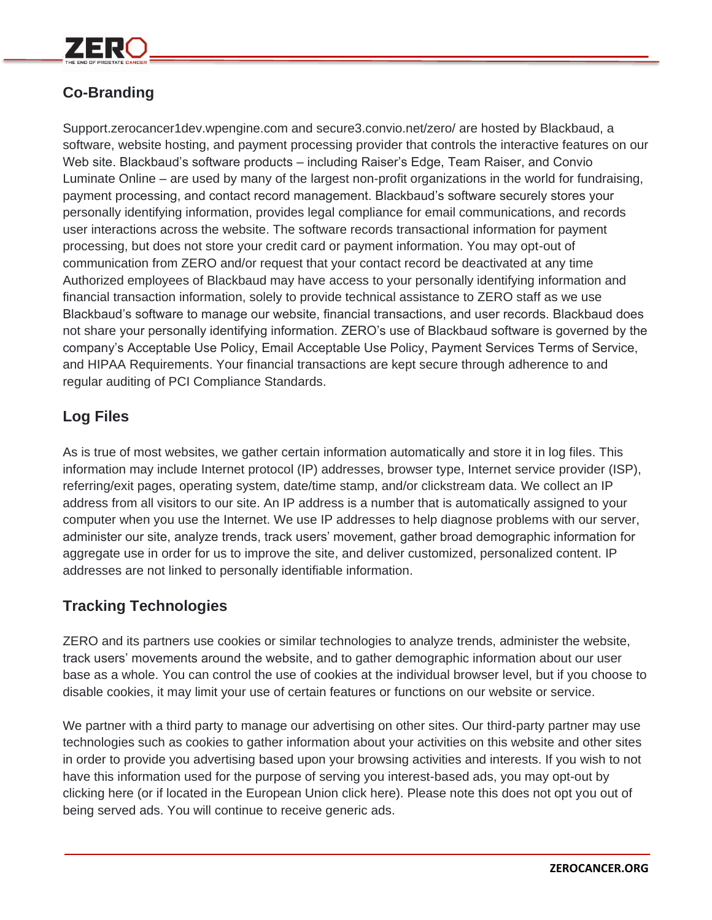## Co-Branding

Support.zerocancer1dev.wpengine.com and secure3.convio.net/zero/ are hosted by Blackbaud, a software, website hosting, and payment processing provider that controls the interactive features on our Web site. Blackbaud's software products – including Raiser's Edge, Team Raiser, and Convio Luminate Online – are used by many of the largest non-profit organizations in the world for fundraising, payment processing, and contact record management. Blackbaud's software securely stores your personally identifying information, provides legal compliance for email communications, and records user interactions across the website. The software records transactional information for payment processing, but does not store your credit card or payment information. You may opt-out of communication from ZERO and/or request that your contact record be deactivated at any time Authorized employees of Blackbaud may have access to your personally identifying information and financial transaction information, solely to provide technical assistance to ZERO staff as we use Blackbaud's software to manage our website, financial transactions, and user records. Blackbaud does not share your personally identifying information. ZERO's use of Blackbaud software is governed by the company's Acceptable Use Policy, Email Acceptable Use Policy, Payment Services Terms of Service, and HIPAA Requirements. Your financial transactions are kept secure through adherence to and regular auditing of PCI Compliance Standards.

## Log Files

As is true of most websites, we gather certain information automatically and store it in log files. This information may include Internet protocol (IP) addresses, browser type, Internet service provider (ISP), referring/exit pages, operating system, date/time stamp, and/or clickstream data. We collect an IP address from all visitors to our site. An IP address is a number that is automatically assigned to your computer when you use the Internet. We use IP addresses to help diagnose problems with our server, administer our site, analyze trends, track users' movement, gather broad demographic information for aggregate use in order for us to improve the site, and deliver customized, personalized content. IP addresses are not linked to personally identifiable information.

## Tracking Technologies

ZERO and its partners use cookies or similar technologies to analyze trends, administer the website, track users' movements around the website, and to gather demographic information about our user base as a whole. You can control the use of cookies at the individual browser level, but if you choose to disable cookies, it may limit your use of certain features or functions on our website or service.

We partner with a third party to manage our advertising on other sites. Our third-party partner may use technologies such as cookies to gather information about your activities on this website and other sites in order to provide you advertising based upon your browsing activities and interests. If you wish to not have this information used for the purpose of serving you interest-based ads, you may opt-out by clicking here (or if located in the European Union click here). Please note this does not opt you out of being served ads. You will continue to receive generic ads.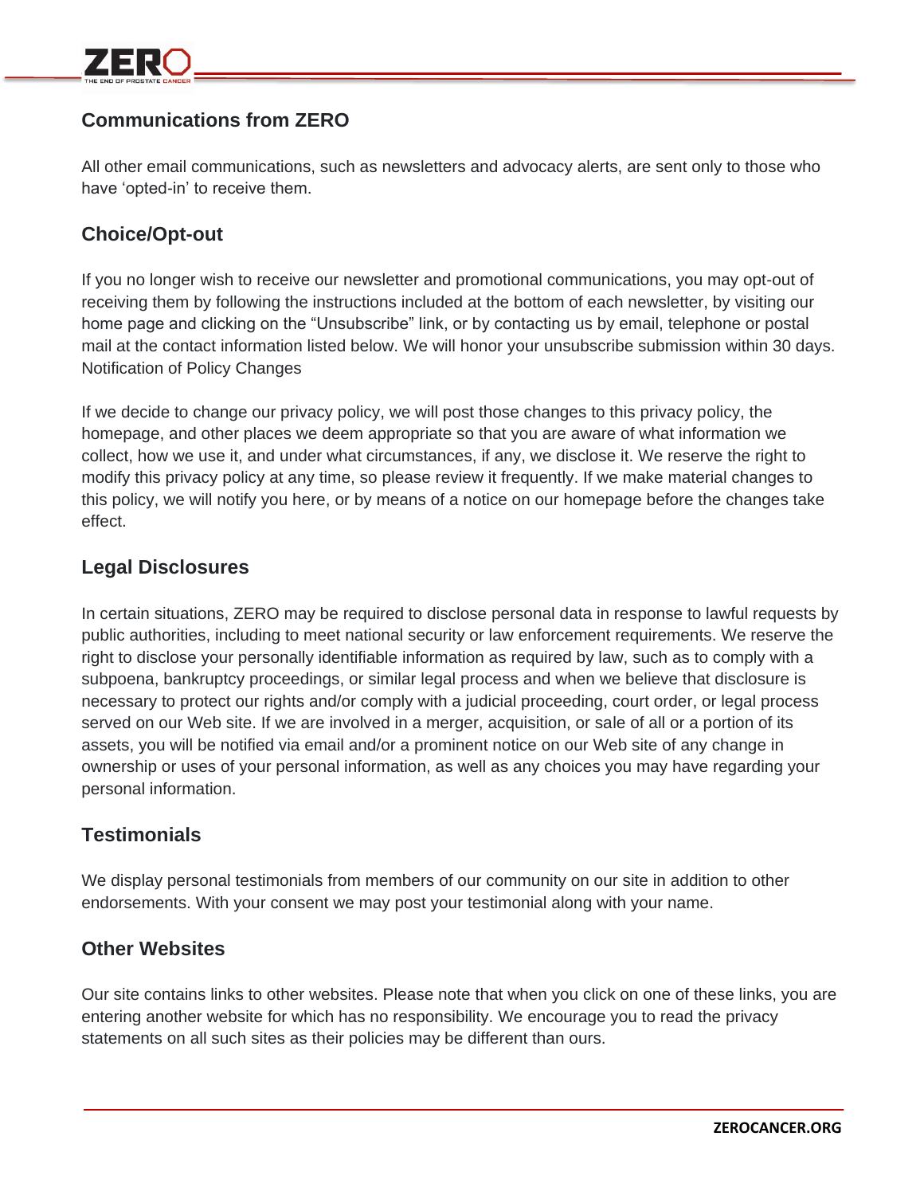## Communications from ZERO

All other email communications, such as newsletters and advocacy alerts, are sent only to those who have 'opted-in' to receive them.

## Choice/Opt-out

If you no longer wish to receive our newsletter and promotional communications, you may opt-out of receiving them by following the instructions included at the bottom of each newsletter, by visiting our home page and clicking on the "Unsubscribe" link, or by contacting us by email, telephone or postal mail at the contact information listed below. We will honor your unsubscribe submission within 30 days. Notification of Policy Changes

If we decide to change our privacy policy, we will post those changes to this privacy policy, the homepage, and other places we deem appropriate so that you are aware of what information we collect, how we use it, and under what circumstances, if any, we disclose it. We reserve the right to modify this privacy policy at any time, so please review it frequently. If we make material changes to this policy, we will notify you here, or by means of a notice on our homepage before the changes take effect.

## Legal Disclosures

In certain situations, ZERO may be required to disclose personal data in response to lawful requests by public authorities, including to meet national security or law enforcement requirements. We reserve the right to disclose your personally identifiable information as required by law, such as to comply with a subpoena, bankruptcy proceedings, or similar legal process and when we believe that disclosure is necessary to protect our rights and/or comply with a judicial proceeding, court order, or legal process served on our Web site. If we are involved in a merger, acquisition, or sale of all or a portion of its assets, you will be notified via email and/or a prominent notice on our Web site of any change in ownership or uses of your personal information, as well as any choices you may have regarding your personal information.

## Testimonials

We display personal testimonials from members of our community on our site in addition to other endorsements. With your consent we may post your testimonial along with your name.

## Other Websites

Our site contains links to other websites. Please note that when you click on one of these links, you are entering another website for which has no responsibility. We encourage you to read the privacy statements on all such sites as their policies may be different than ours.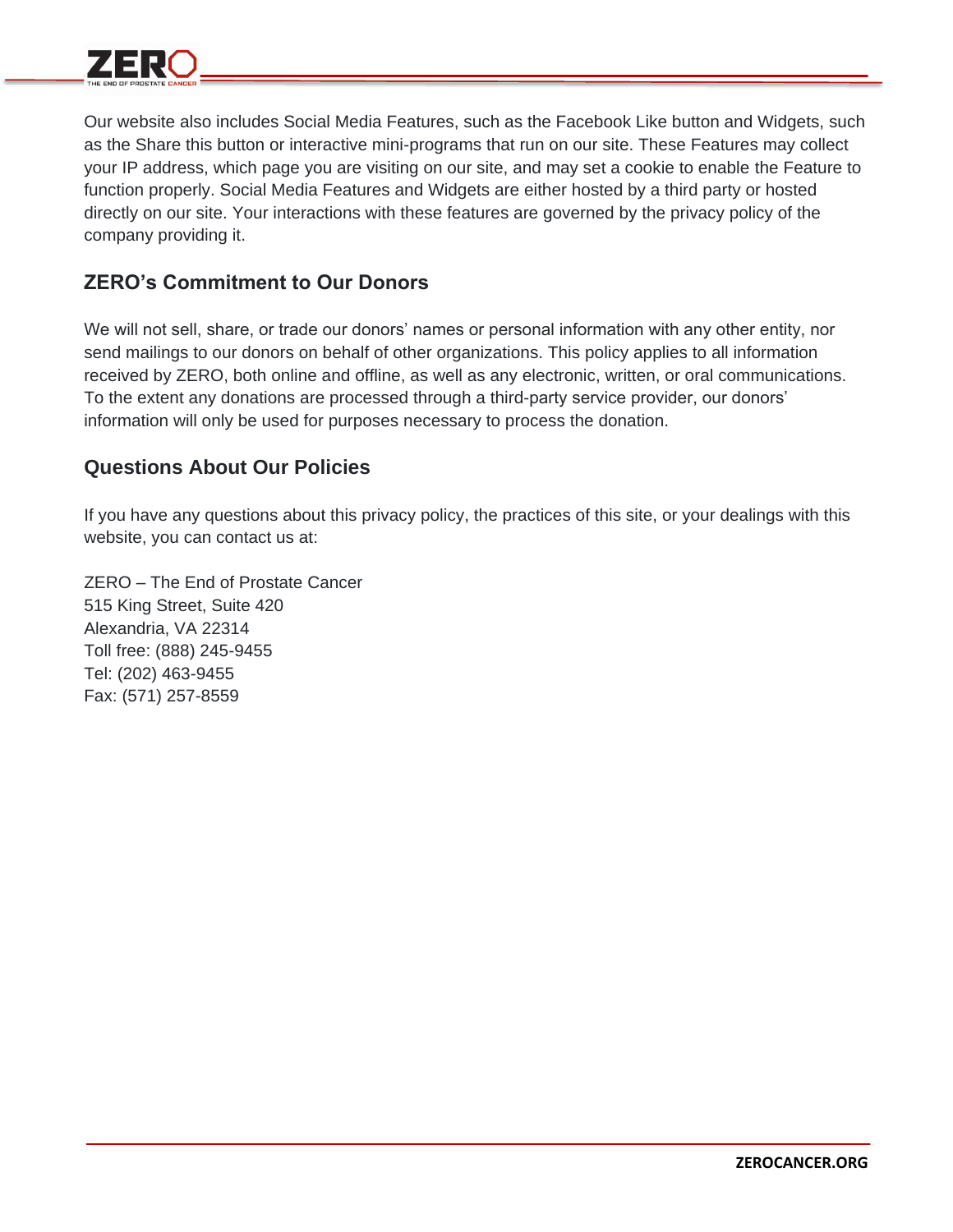Our website also includes Social Media Features, such as the Facebook Like button and Widgets, such as the Share this button or interactive mini-programs that run on our site. These Features may collect your IP address, which page you are visiting on our site, and may set a cookie to enable the Feature to function properly. Social Media Features and Widgets are either hosted by a third party or hosted directly on our site. Your interactions with these features are governed by the privacy policy of the company providing it.

## ZERO's Commitment to Our Donors

We will not sell, share, or trade our donors' names or personal information with any other entity, nor send mailings to our donors on behalf of other organizations. This policy applies to all information received by ZERO, both online and offline, as well as any electronic, written, or oral communications. To the extent any donations are processed through a third-party service provider, our donors' information will only be used for purposes necessary to process the donation.

## Questions About Our Policies

If you have any questions about this privacy policy, the practices of this site, or your dealings with this website, you can contact us at:

ZERO – The End of Prostate Cancer
515 King Street, Suite 420
Alexandria, VA 22314
Toll free: (888) 245-9455
Tel: (202) 463-9455
Fax: (571) 257-8559